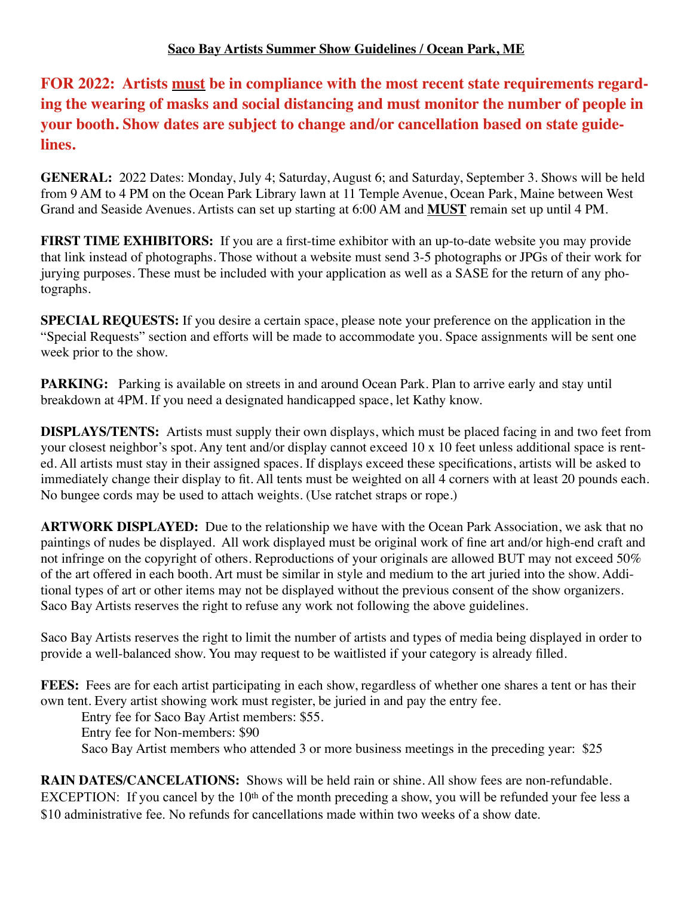## Saco Bay Artists Summer Show Guidelines / Ocean Park, ME

**FOR 2022: Artists must be in compliance with the most recent state requirements regarding the wearing of masks and social distancing and must monitor the number of people in your booth. Show dates are subject to change and/or cancellation based on state guidelines.**

**GENERAL:** 2022 Dates: Monday, July 4; Saturday, August 6; and Saturday, September 3. Shows will be held from 9 AM to 4 PM on the Ocean Park Library lawn at 11 Temple Avenue, Ocean Park, Maine between West Grand and Seaside Avenues. Artists can set up starting at 6:00 AM and **MUST** remain set up until 4 PM.

**FIRST TIME EXHIBITORS:** If you are a first-time exhibitor with an up-to-date website you may provide that link instead of photographs. Those without a website must send 3-5 photographs or JPGs of their work for jurying purposes. These must be included with your application as well as a SASE for the return of any photographs.

**SPECIAL REQUESTS:** If you desire a certain space, please note your preference on the application in the "Special Requests" section and efforts will be made to accommodate you. Space assignments will be sent one week prior to the show.

**PARKING:** Parking is available on streets in and around Ocean Park. Plan to arrive early and stay until breakdown at 4PM. If you need a designated handicapped space, let Kathy know.

**DISPLAYS/TENTS:** Artists must supply their own displays, which must be placed facing in and two feet from your closest neighbor's spot. Any tent and/or display cannot exceed 10 x 10 feet unless additional space is rented. All artists must stay in their assigned spaces. If displays exceed these specifications, artists will be asked to immediately change their display to fit. All tents must be weighted on all 4 corners with at least 20 pounds each. No bungee cords may be used to attach weights. (Use ratchet straps or rope.)

**ARTWORK DISPLAYED:** Due to the relationship we have with the Ocean Park Association, we ask that no paintings of nudes be displayed. All work displayed must be original work of fine art and/or high-end craft and not infringe on the copyright of others. Reproductions of your originals are allowed BUT may not exceed 50% of the art offered in each booth. Art must be similar in style and medium to the art juried into the show. Additional types of art or other items may not be displayed without the previous consent of the show organizers. Saco Bay Artists reserves the right to refuse any work not following the above guidelines.

Saco Bay Artists reserves the right to limit the number of artists and types of media being displayed in order to provide a well-balanced show. You may request to be waitlisted if your category is already filled.

**FEES:** Fees are for each artist participating in each show, regardless of whether one shares a tent or has their own tent. Every artist showing work must register, be juried in and pay the entry fee.

Entry fee for Saco Bay Artist members: $55.
Entry fee for Non-members: $90
Saco Bay Artist members who attended 3 or more business meetings in the preceding year: $25

**RAIN DATES/CANCELATIONS:** Shows will be held rain or shine. All show fees are non-refundable. EXCEPTION: If you cancel by the 10th of the month preceding a show, you will be refunded your fee less a $10 administrative fee. No refunds for cancellations made within two weeks of a show date.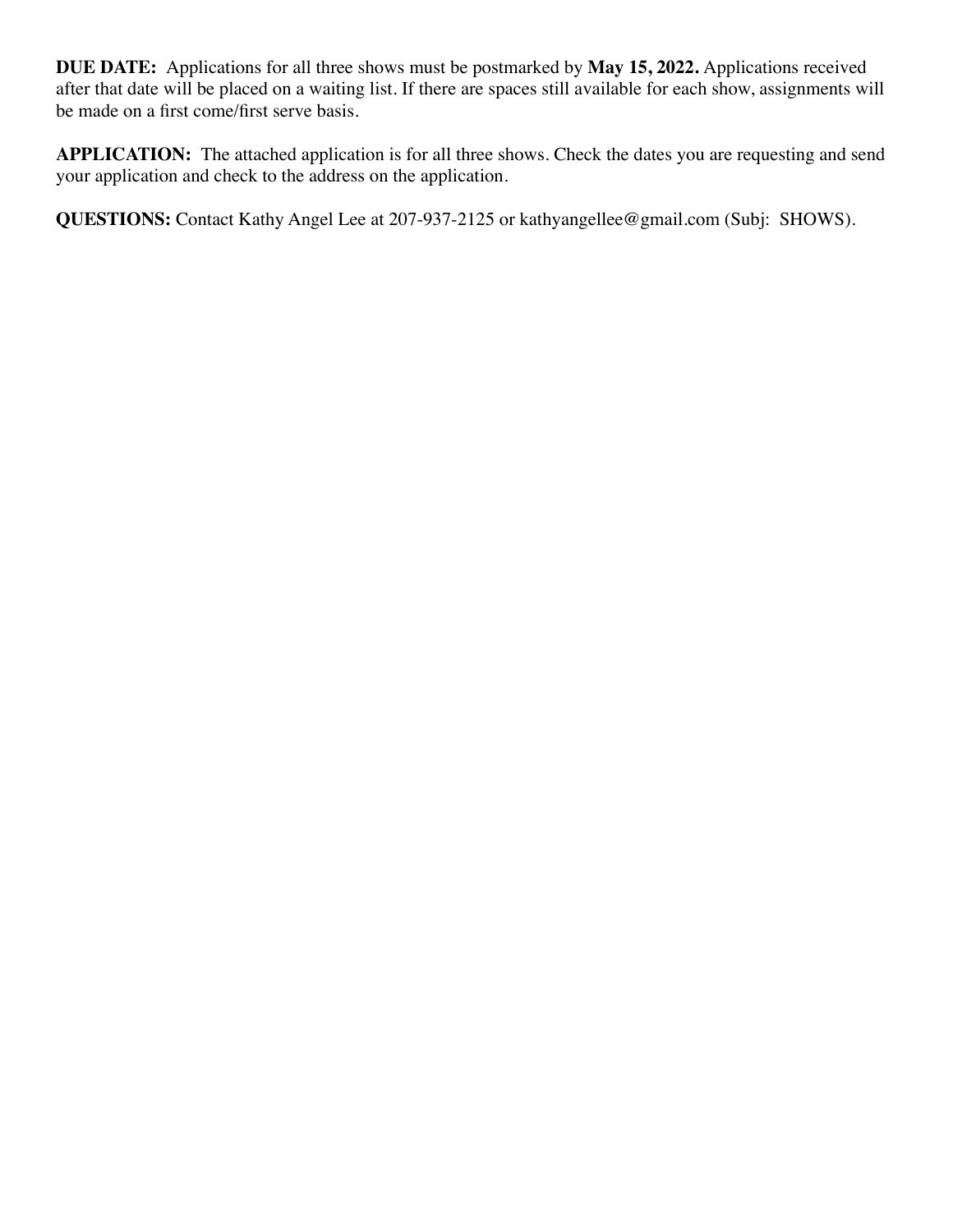**DUE DATE:** Applications for all three shows must be postmarked by **May 15, 2022.** Applications received after that date will be placed on a waiting list. If there are spaces still available for each show, assignments will be made on a first come/first serve basis.

**APPLICATION:** The attached application is for all three shows. Check the dates you are requesting and send your application and check to the address on the application.

**QUESTIONS:** Contact Kathy Angel Lee at 207-937-2125 or kathyangellee@gmail.com (Subj: SHOWS).